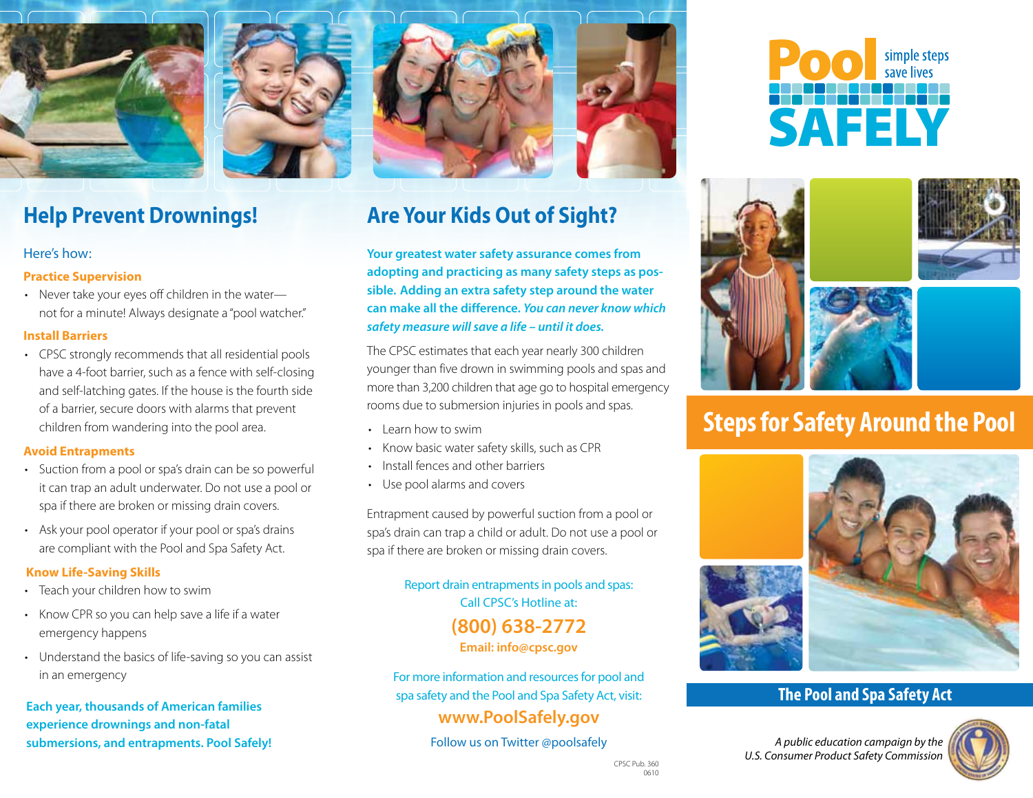## Help Prevent Drownings!

Here's how:

### Practice Supervision

- Never take your eyes off children in the water— not for a minute! Always designate a "pool watcher."

### Install Barriers

- CPSC strongly recommends that all residential pools have a 4-foot barrier, such as a fence with self-closing and self-latching gates. If the house is the fourth side of a barrier, secure doors with alarms that prevent children from wandering into the pool area.

### Avoid Entrapments

- Suction from a pool or spa's drain can be so powerful it can trap an adult underwater. Do not use a pool or spa if there are broken or missing drain covers.
- Ask your pool operator if your pool or spa's drains are compliant with the Pool and Spa Safety Act.

### Know Life-Saving Skills

- Teach your children how to swim
- Know CPR so you can help save a life if a water emergency happens
- Understand the basics of life-saving so you can assist in an emergency

**Each year, thousands of American families experience drownings and non-fatal submersions, and entrapments. Pool Safely!**

## Are Your Kids Out of Sight?

**Your greatest water safety assurance comes from adopting and practicing as many safety steps as possible. Adding an extra safety step around the water can make all the difference. *You can never know which safety measure will save a life – until it does.***

The CPSC estimates that each year nearly 300 children younger than five drown in swimming pools and spas and more than 3,200 children that age go to hospital emergency rooms due to submersion injuries in pools and spas.

- Learn how to swim
- Know basic water safety skills, such as CPR
- Install fences and other barriers
- Use pool alarms and covers

Entrapment caused by powerful suction from a pool or spa's drain can trap a child or adult. Do not use a pool or spa if there are broken or missing drain covers.

Report drain entrapments in pools and spas:
Call CPSC's Hotline at:

**(800) 638-2772**

**Email: info@cpsc.gov**

For more information and resources for pool and spa safety and the Pool and Spa Safety Act, visit:

**www.PoolSafely.gov**

Follow us on Twitter @poolsafely

CPSC Pub. 360
0610

# Pool SAFELY

simple steps save lives

## Steps for Safety Around the Pool

## The Pool and Spa Safety Act

*A public education campaign by the U.S. Consumer Product Safety Commission*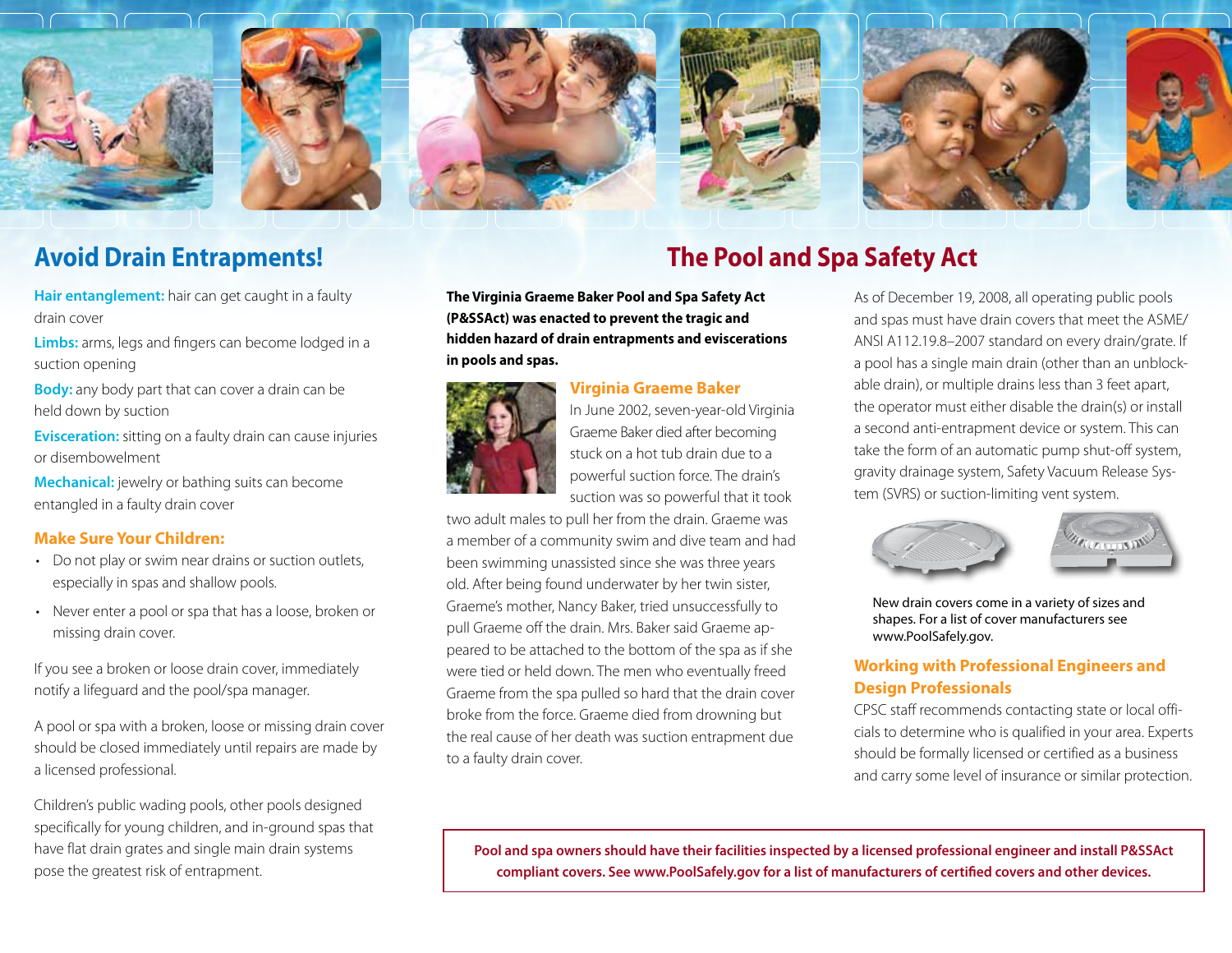## Avoid Drain Entrapments!

**Hair entanglement:** hair can get caught in a faulty drain cover

**Limbs:** arms, legs and fingers can become lodged in a suction opening

**Body:** any body part that can cover a drain can be held down by suction

**Evisceration:** sitting on a faulty drain can cause injuries or disembowelment

**Mechanical:** jewelry or bathing suits can become entangled in a faulty drain cover

### Make Sure Your Children:

- Do not play or swim near drains or suction outlets, especially in spas and shallow pools.
- Never enter a pool or spa that has a loose, broken or missing drain cover.

If you see a broken or loose drain cover, immediately notify a lifeguard and the pool/spa manager.

A pool or spa with a broken, loose or missing drain cover should be closed immediately until repairs are made by a licensed professional.

Children's public wading pools, other pools designed specifically for young children, and in-ground spas that have flat drain grates and single main drain systems pose the greatest risk of entrapment.

## The Pool and Spa Safety Act

**The Virginia Graeme Baker Pool and Spa Safety Act (P&SSAct) was enacted to prevent the tragic and hidden hazard of drain entrapments and eviscerations in pools and spas.**

### Virginia Graeme Baker

In June 2002, seven-year-old Virginia Graeme Baker died after becoming stuck on a hot tub drain due to a powerful suction force. The drain's suction was so powerful that it took two adult males to pull her from the drain. Graeme was a member of a community swim and dive team and had been swimming unassisted since she was three years old. After being found underwater by her twin sister, Graeme's mother, Nancy Baker, tried unsuccessfully to pull Graeme off the drain. Mrs. Baker said Graeme appeared to be attached to the bottom of the spa as if she were tied or held down. The men who eventually freed Graeme from the spa pulled so hard that the drain cover broke from the force. Graeme died from drowning but the real cause of her death was suction entrapment due to a faulty drain cover.

As of December 19, 2008, all operating public pools and spas must have drain covers that meet the ASME/ANSI A112.19.8–2007 standard on every drain/grate. If a pool has a single main drain (other than an unblockable drain), or multiple drains less than 3 feet apart, the operator must either disable the drain(s) or install a second anti-entrapment device or system. This can take the form of an automatic pump shut-off system, gravity drainage system, Safety Vacuum Release System (SVRS) or suction-limiting vent system.

New drain covers come in a variety of sizes and shapes. For a list of cover manufacturers see www.PoolSafely.gov.

### Working with Professional Engineers and Design Professionals

CPSC staff recommends contacting state or local officials to determine who is qualified in your area. Experts should be formally licensed or certified as a business and carry some level of insurance or similar protection.

**Pool and spa owners should have their facilities inspected by a licensed professional engineer and install P&SSAct compliant covers. See www.PoolSafely.gov for a list of manufacturers of certified covers and other devices.**